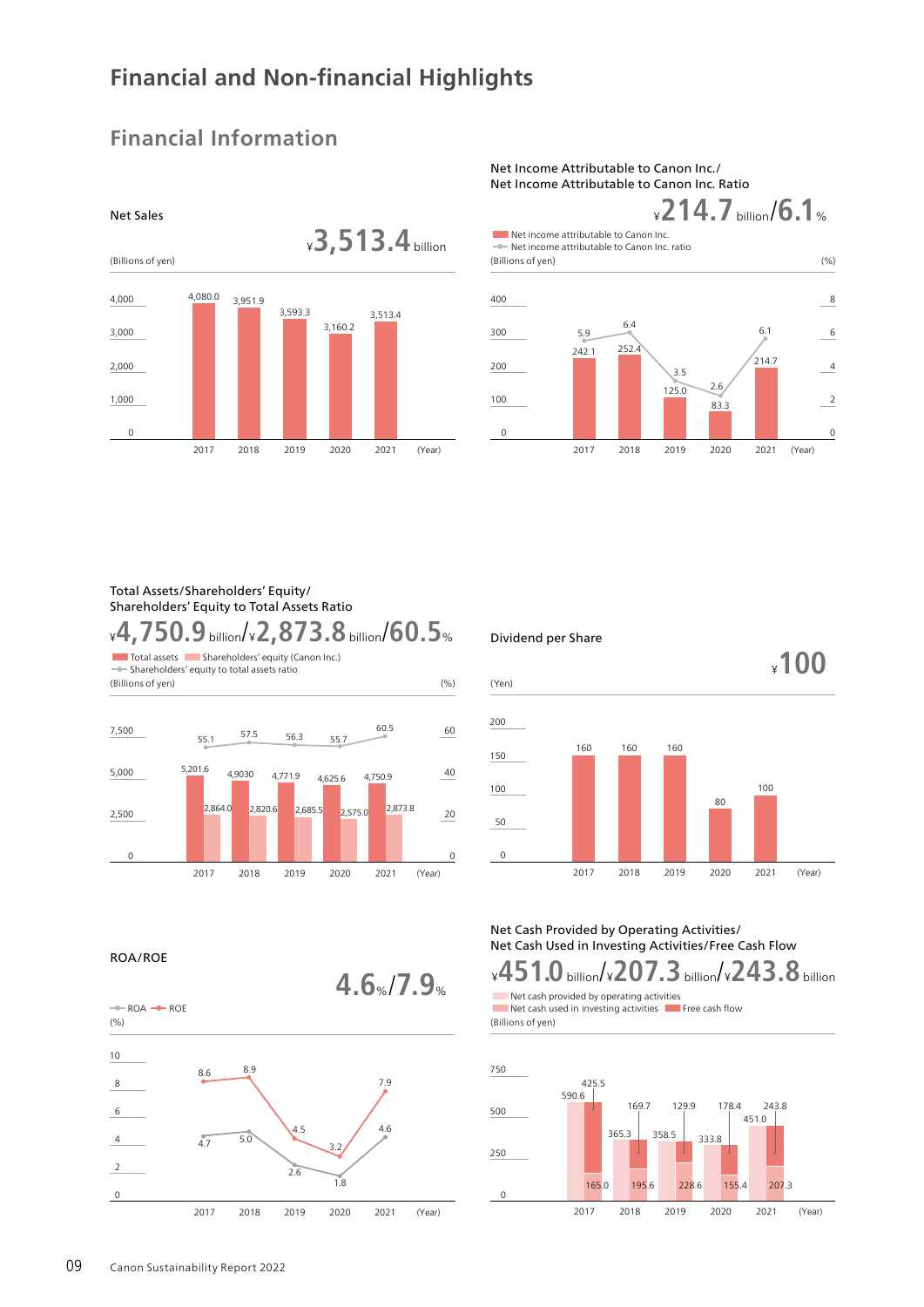# Financial and Non-financial Highlights

## Financial Information

### Net Sales

¥3,513.4 billion

(Billions of yen)

| Year | Net Sales |
|---|---|
| 2017 | 4,080.0 |
| 2018 | 3,951.9 |
| 2019 | 3,593.3 |
| 2020 | 3,160.2 |
| 2021 | 3,513.4 |

### Net Income Attributable to Canon Inc./ Net Income Attributable to Canon Inc. Ratio

¥214.7 billion/6.1%

(Billions of yen) (%)

| Year | Net income attributable to Canon Inc. | Net income attributable to Canon Inc. ratio |
|---|---|---|
| 2017 | 242.1 | 5.9 |
| 2018 | 252.4 | 6.4 |
| 2019 | 125.0 | 3.5 |
| 2020 | 83.3 | 2.6 |
| 2021 | 214.7 | 6.1 |

### Total Assets/Shareholders' Equity/ Shareholders' Equity to Total Assets Ratio

¥4,750.9 billion/¥2,873.8 billion/60.5%

(Billions of yen) (%)

| Year | Total assets | Shareholders' equity (Canon Inc.) | Shareholders' equity to total assets ratio |
|---|---|---|---|
| 2017 | 5,201.6 | 2,864.0 | 55.1 |
| 2018 | 4,9030 | 2,820.6 | 57.5 |
| 2019 | 4,771.9 | 2,685.5 | 56.3 |
| 2020 | 4,625.6 | 2,575.0 | 55.7 |
| 2021 | 4,750.9 | 2,873.8 | 60.5 |

### Dividend per Share

¥100

(Yen)

| Year | Dividend per Share |
|---|---|
| 2017 | 160 |
| 2018 | 160 |
| 2019 | 160 |
| 2020 | 80 |
| 2021 | 100 |

### ROA/ROE

4.6%/7.9%

(%)

| Year | ROA | ROE |
|---|---|---|
| 2017 | 4.7 | 8.6 |
| 2018 | 5.0 | 8.9 |
| 2019 | 2.6 | 4.5 |
| 2020 | 1.8 | 3.2 |
| 2021 | 4.6 | 7.9 |

### Net Cash Provided by Operating Activities/ Net Cash Used in Investing Activities/Free Cash Flow

¥451.0 billion/¥207.3 billion/¥243.8 billion

(Billions of yen)

| Year | Net cash provided by operating activities | Net cash used in investing activities | Free cash flow |
|---|---|---|---|
| 2017 | 590.6 | 165.0 | 425.5 |
| 2018 | 365.3 | 195.6 | 169.7 |
| 2019 | 358.5 | 228.6 | 129.9 |
| 2020 | 333.8 | 155.4 | 178.4 |
| 2021 | 451.0 | 207.3 | 243.8 |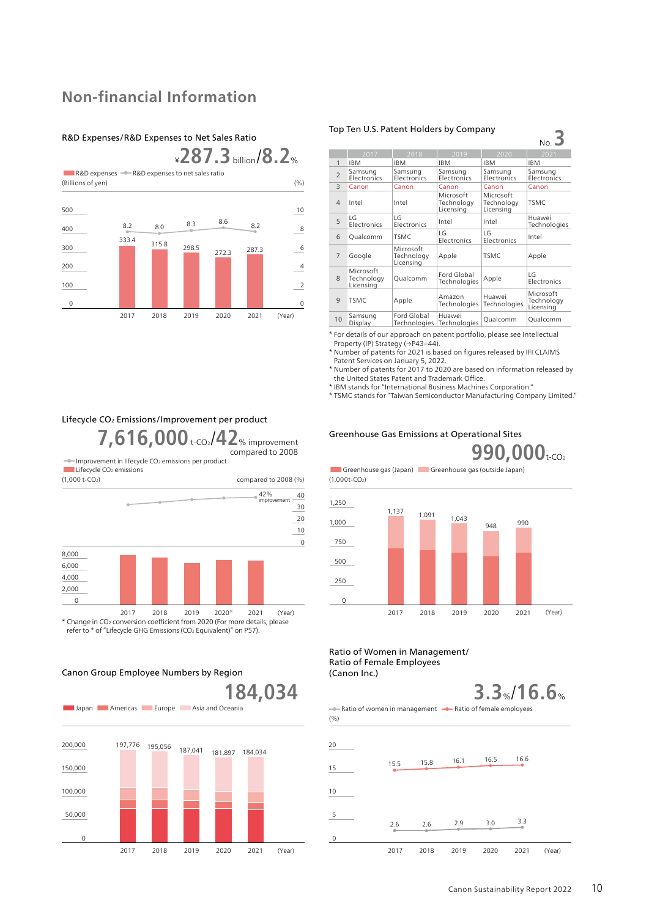# Non-financial Information

## R&D Expenses/R&D Expenses to Net Sales Ratio

¥287.3 billion/8.2%

R&D expenses
R&D expenses to net sales ratio
(Billions of yen)
(%)

500
400
300
200
100
0

10
8
6
4
2
0

8.2
8.0
8.3
8.6
8.2

333.4
315.8
298.5
272.3
287.3

2017
2018
2019
2020
2021
(Year)

## Top Ten U.S. Patent Holders by Company

No. 3

| | 2017 | 2018 | 2019 | 2020 | 2021 |
|---|---|---|---|---|---|
| 1 | IBM | IBM | IBM | IBM | IBM |
| 2 | Samsung Electronics | Samsung Electronics | Samsung Electronics | Samsung Electronics | Samsung Electronics |
| 3 | Canon | Canon | Canon | Canon | Canon |
| 4 | Intel | Intel | Microsoft Technology Licensing | Microsoft Technology Licensing | TSMC |
| 5 | LG Electronics | LG Electronics | Intel | Intel | Huawei Technologies |
| 6 | Qualcomm | TSMC | LG Electronics | LG Electronics | Intel |
| 7 | Google | Microsoft Technology Licensing | Apple | TSMC | Apple |
| 8 | Microsoft Technology Licensing | Qualcomm | Ford Global Technologies | Apple | LG Electronics |
| 9 | TSMC | Apple | Amazon Technologies | Huawei Technologies | Microsoft Technology Licensing |
| 10 | Samsung Display | Ford Global Technologies | Huawei Technologies | Qualcomm | Qualcomm |

* For details of our approach on patent portfolio, please see Intellectual Property (IP) Strategy (→P43–44).
* Number of patents for 2021 is based on figures released by IFI CLAIMS Patent Services on January 5, 2022.
* Number of patents for 2017 to 2020 are based on information released by the United States Patent and Trademark Office.
* IBM stands for "International Business Machines Corporation."
* TSMC stands for "Taiwan Semiconductor Manufacturing Company Limited."

## Lifecycle $CO_2$ Emissions/Improvement per product

7,616,000 t-$CO_2$/42% improvement compared to 2008

Improvement in lifecycle $CO_2$ emissions per product
Lifecycle $CO_2$ emissions
(1,000 t-$CO_2$)
compared to 2008 (%)

40
30
20
10
0

42% improvement

8,000
6,000
4,000
2,000
0

2017
2018
2019
2020*
2021
(Year)

* Change in $CO_2$ conversion coefficient from 2020 (For more details, please refer to * of "Lifecycle GHG Emissions ($CO_2$ Equivalent)" on P57).

## Greenhouse Gas Emissions at Operational Sites

990,000 t-$CO_2$

Greenhouse gas (Japan)
Greenhouse gas (outside Japan)
(1,000t-$CO_2$)

1,250
1,000
750
500
250
0

1,137
1,091
1,043
948
990

2017
2018
2019
2020
2021
(Year)

## Canon Group Employee Numbers by Region

184,034

Japan
Americas
Europe
Asia and Oceania

200,000
150,000
100,000
50,000
0

197,776
195,056
187,041
181,897
184,034

2017
2018
2019
2020
2021
(Year)

## Ratio of Women in Management/ Ratio of Female Employees (Canon Inc.)

3.3%/16.6%

Ratio of women in management
Ratio of female employees
(%)

20
15
10
5
0

15.5
15.8
16.1
16.5
16.6

2.6
2.6
2.9
3.0
3.3

2017
2018
2019
2020
2021
(Year)